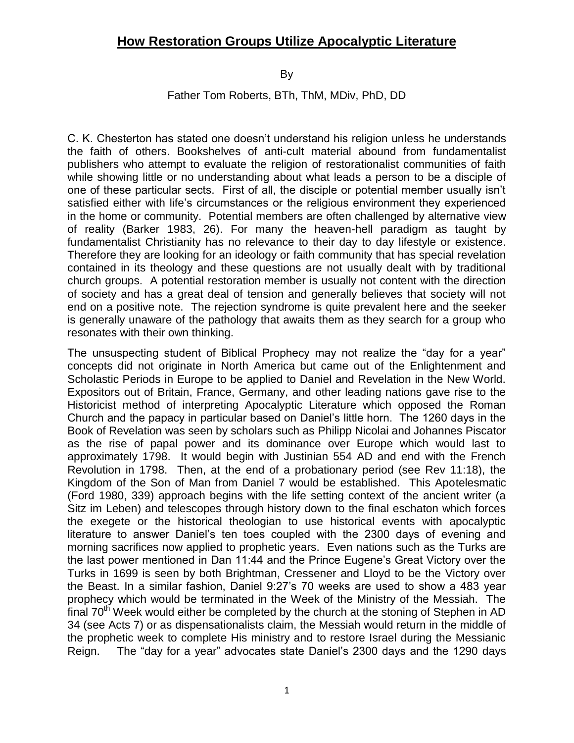# How Restoration Groups Utilize Apocalyptic Literature

By

Father Tom Roberts, BTh, ThM, MDiv, PhD, DD

C. K. Chesterton has stated one doesn't understand his religion unless he understands the faith of others. Bookshelves of anti-cult material abound from fundamentalist publishers who attempt to evaluate the religion of restorationalist communities of faith while showing little or no understanding about what leads a person to be a disciple of one of these particular sects. First of all, the disciple or potential member usually isn't satisfied either with life's circumstances or the religious environment they experienced in the home or community. Potential members are often challenged by alternative view of reality (Barker 1983, 26). For many the heaven-hell paradigm as taught by fundamentalist Christianity has no relevance to their day to day lifestyle or existence. Therefore they are looking for an ideology or faith community that has special revelation contained in its theology and these questions are not usually dealt with by traditional church groups. A potential restoration member is usually not content with the direction of society and has a great deal of tension and generally believes that society will not end on a positive note. The rejection syndrome is quite prevalent here and the seeker is generally unaware of the pathology that awaits them as they search for a group who resonates with their own thinking.

The unsuspecting student of Biblical Prophecy may not realize the "day for a year" concepts did not originate in North America but came out of the Enlightenment and Scholastic Periods in Europe to be applied to Daniel and Revelation in the New World. Expositors out of Britain, France, Germany, and other leading nations gave rise to the Historicist method of interpreting Apocalyptic Literature which opposed the Roman Church and the papacy in particular based on Daniel's little horn. The 1260 days in the Book of Revelation was seen by scholars such as Philipp Nicolai and Johannes Piscator as the rise of papal power and its dominance over Europe which would last to approximately 1798. It would begin with Justinian 554 AD and end with the French Revolution in 1798. Then, at the end of a probationary period (see Rev 11:18), the Kingdom of the Son of Man from Daniel 7 would be established. This Apotelesmatic (Ford 1980, 339) approach begins with the life setting context of the ancient writer (a Sitz im Leben) and telescopes through history down to the final eschaton which forces the exegete or the historical theologian to use historical events with apocalyptic literature to answer Daniel's ten toes coupled with the 2300 days of evening and morning sacrifices now applied to prophetic years. Even nations such as the Turks are the last power mentioned in Dan 11:44 and the Prince Eugene's Great Victory over the Turks in 1699 is seen by both Brightman, Cressener and Lloyd to be the Victory over the Beast. In a similar fashion, Daniel 9:27's 70 weeks are used to show a 483 year prophecy which would be terminated in the Week of the Ministry of the Messiah. The final 70th Week would either be completed by the church at the stoning of Stephen in AD 34 (see Acts 7) or as dispensationalists claim, the Messiah would return in the middle of the prophetic week to complete His ministry and to restore Israel during the Messianic Reign. The "day for a year" advocates state Daniel's 2300 days and the 1290 days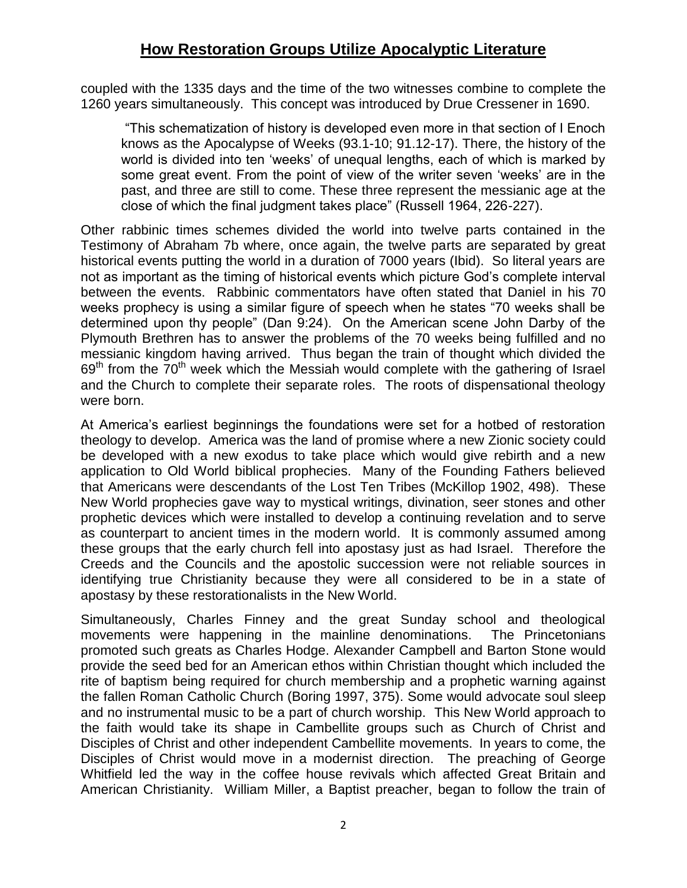coupled with the 1335 days and the time of the two witnesses combine to complete the 1260 years simultaneously. This concept was introduced by Drue Cressener in 1690.

> "This schematization of history is developed even more in that section of I Enoch knows as the Apocalypse of Weeks (93.1-10; 91.12-17). There, the history of the world is divided into ten 'weeks' of unequal lengths, each of which is marked by some great event. From the point of view of the writer seven 'weeks' are in the past, and three are still to come. These three represent the messianic age at the close of which the final judgment takes place" (Russell 1964, 226-227).

Other rabbinic times schemes divided the world into twelve parts contained in the Testimony of Abraham 7b where, once again, the twelve parts are separated by great historical events putting the world in a duration of 7000 years (Ibid). So literal years are not as important as the timing of historical events which picture God's complete interval between the events. Rabbinic commentators have often stated that Daniel in his 70 weeks prophecy is using a similar figure of speech when he states "70 weeks shall be determined upon thy people" (Dan 9:24). On the American scene John Darby of the Plymouth Brethren has to answer the problems of the 70 weeks being fulfilled and no messianic kingdom having arrived. Thus began the train of thought which divided the 69th from the 70th week which the Messiah would complete with the gathering of Israel and the Church to complete their separate roles. The roots of dispensational theology were born.

At America's earliest beginnings the foundations were set for a hotbed of restoration theology to develop. America was the land of promise where a new Zionic society could be developed with a new exodus to take place which would give rebirth and a new application to Old World biblical prophecies. Many of the Founding Fathers believed that Americans were descendants of the Lost Ten Tribes (McKillop 1902, 498). These New World prophecies gave way to mystical writings, divination, seer stones and other prophetic devices which were installed to develop a continuing revelation and to serve as counterpart to ancient times in the modern world. It is commonly assumed among these groups that the early church fell into apostasy just as had Israel. Therefore the Creeds and the Councils and the apostolic succession were not reliable sources in identifying true Christianity because they were all considered to be in a state of apostasy by these restorationalists in the New World.

Simultaneously, Charles Finney and the great Sunday school and theological movements were happening in the mainline denominations. The Princetonians promoted such greats as Charles Hodge. Alexander Campbell and Barton Stone would provide the seed bed for an American ethos within Christian thought which included the rite of baptism being required for church membership and a prophetic warning against the fallen Roman Catholic Church (Boring 1997, 375). Some would advocate soul sleep and no instrumental music to be a part of church worship. This New World approach to the faith would take its shape in Cambellite groups such as Church of Christ and Disciples of Christ and other independent Cambellite movements. In years to come, the Disciples of Christ would move in a modernist direction. The preaching of George Whitfield led the way in the coffee house revivals which affected Great Britain and American Christianity. William Miller, a Baptist preacher, began to follow the train of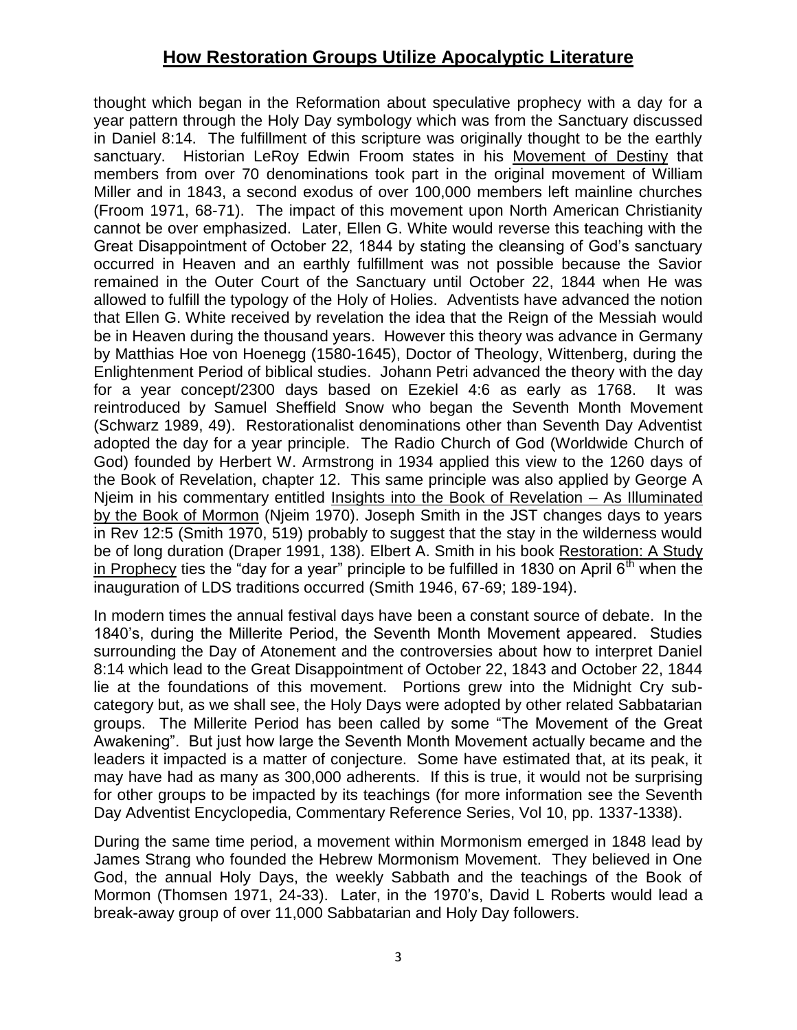thought which began in the Reformation about speculative prophecy with a day for a year pattern through the Holy Day symbology which was from the Sanctuary discussed in Daniel 8:14. The fulfillment of this scripture was originally thought to be the earthly sanctuary. Historian LeRoy Edwin Froom states in his Movement of Destiny that members from over 70 denominations took part in the original movement of William Miller and in 1843, a second exodus of over 100,000 members left mainline churches (Froom 1971, 68-71). The impact of this movement upon North American Christianity cannot be over emphasized. Later, Ellen G. White would reverse this teaching with the Great Disappointment of October 22, 1844 by stating the cleansing of God's sanctuary occurred in Heaven and an earthly fulfillment was not possible because the Savior remained in the Outer Court of the Sanctuary until October 22, 1844 when He was allowed to fulfill the typology of the Holy of Holies. Adventists have advanced the notion that Ellen G. White received by revelation the idea that the Reign of the Messiah would be in Heaven during the thousand years. However this theory was advance in Germany by Matthias Hoe von Hoenegg (1580-1645), Doctor of Theology, Wittenberg, during the Enlightenment Period of biblical studies. Johann Petri advanced the theory with the day for a year concept/2300 days based on Ezekiel 4:6 as early as 1768. It was reintroduced by Samuel Sheffield Snow who began the Seventh Month Movement (Schwarz 1989, 49). Restorationalist denominations other than Seventh Day Adventist adopted the day for a year principle. The Radio Church of God (Worldwide Church of God) founded by Herbert W. Armstrong in 1934 applied this view to the 1260 days of the Book of Revelation, chapter 12. This same principle was also applied by George A Njeim in his commentary entitled Insights into the Book of Revelation – As Illuminated by the Book of Mormon (Njeim 1970). Joseph Smith in the JST changes days to years in Rev 12:5 (Smith 1970, 519) probably to suggest that the stay in the wilderness would be of long duration (Draper 1991, 138). Elbert A. Smith in his book Restoration: A Study in Prophecy ties the "day for a year" principle to be fulfilled in 1830 on April 6th when the inauguration of LDS traditions occurred (Smith 1946, 67-69; 189-194).

In modern times the annual festival days have been a constant source of debate. In the 1840's, during the Millerite Period, the Seventh Month Movement appeared. Studies surrounding the Day of Atonement and the controversies about how to interpret Daniel 8:14 which lead to the Great Disappointment of October 22, 1843 and October 22, 1844 lie at the foundations of this movement. Portions grew into the Midnight Cry sub-category but, as we shall see, the Holy Days were adopted by other related Sabbatarian groups. The Millerite Period has been called by some "The Movement of the Great Awakening". But just how large the Seventh Month Movement actually became and the leaders it impacted is a matter of conjecture. Some have estimated that, at its peak, it may have had as many as 300,000 adherents. If this is true, it would not be surprising for other groups to be impacted by its teachings (for more information see the Seventh Day Adventist Encyclopedia, Commentary Reference Series, Vol 10, pp. 1337-1338).

During the same time period, a movement within Mormonism emerged in 1848 lead by James Strang who founded the Hebrew Mormonism Movement. They believed in One God, the annual Holy Days, the weekly Sabbath and the teachings of the Book of Mormon (Thomsen 1971, 24-33). Later, in the 1970's, David L Roberts would lead a break-away group of over 11,000 Sabbatarian and Holy Day followers.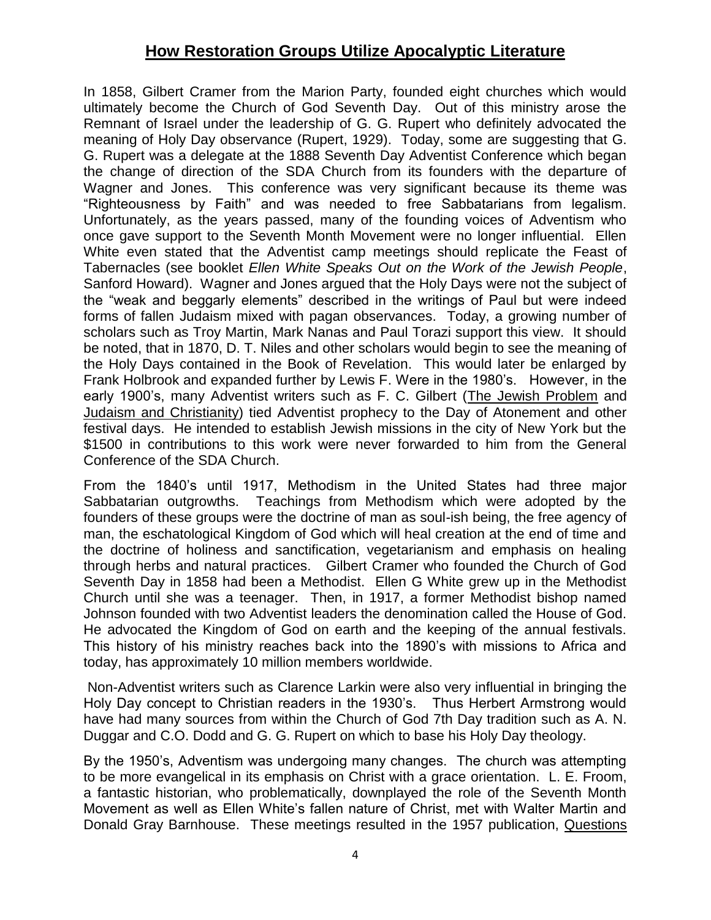## **How Restoration Groups Utilize Apocalyptic Literature**

In 1858, Gilbert Cramer from the Marion Party, founded eight churches which would ultimately become the Church of God Seventh Day. Out of this ministry arose the Remnant of Israel under the leadership of G. G. Rupert who definitely advocated the meaning of Holy Day observance (Rupert, 1929). Today, some are suggesting that G. G. Rupert was a delegate at the 1888 Seventh Day Adventist Conference which began the change of direction of the SDA Church from its founders with the departure of Wagner and Jones. This conference was very significant because its theme was "Righteousness by Faith" and was needed to free Sabbatarians from legalism. Unfortunately, as the years passed, many of the founding voices of Adventism who once gave support to the Seventh Month Movement were no longer influential. Ellen White even stated that the Adventist camp meetings should replicate the Feast of Tabernacles (see booklet *Ellen White Speaks Out on the Work of the Jewish People*, Sanford Howard). Wagner and Jones argued that the Holy Days were not the subject of the "weak and beggarly elements" described in the writings of Paul but were indeed forms of fallen Judaism mixed with pagan observances. Today, a growing number of scholars such as Troy Martin, Mark Nanas and Paul Torazi support this view. It should be noted, that in 1870, D. T. Niles and other scholars would begin to see the meaning of the Holy Days contained in the Book of Revelation. This would later be enlarged by Frank Holbrook and expanded further by Lewis F. Were in the 1980's. However, in the early 1900's, many Adventist writers such as F. C. Gilbert (The Jewish Problem and Judaism and Christianity) tied Adventist prophecy to the Day of Atonement and other festival days. He intended to establish Jewish missions in the city of New York but the $1500 in contributions to this work were never forwarded to him from the General Conference of the SDA Church.

From the 1840's until 1917, Methodism in the United States had three major Sabbatarian outgrowths. Teachings from Methodism which were adopted by the founders of these groups were the doctrine of man as soul-ish being, the free agency of man, the eschatological Kingdom of God which will heal creation at the end of time and the doctrine of holiness and sanctification, vegetarianism and emphasis on healing through herbs and natural practices. Gilbert Cramer who founded the Church of God Seventh Day in 1858 had been a Methodist. Ellen G White grew up in the Methodist Church until she was a teenager. Then, in 1917, a former Methodist bishop named Johnson founded with two Adventist leaders the denomination called the House of God. He advocated the Kingdom of God on earth and the keeping of the annual festivals. This history of his ministry reaches back into the 1890's with missions to Africa and today, has approximately 10 million members worldwide.

Non-Adventist writers such as Clarence Larkin were also very influential in bringing the Holy Day concept to Christian readers in the 1930's. Thus Herbert Armstrong would have had many sources from within the Church of God 7th Day tradition such as A. N. Duggar and C.O. Dodd and G. G. Rupert on which to base his Holy Day theology.

By the 1950's, Adventism was undergoing many changes. The church was attempting to be more evangelical in its emphasis on Christ with a grace orientation. L. E. Froom, a fantastic historian, who problematically, downplayed the role of the Seventh Month Movement as well as Ellen White's fallen nature of Christ, met with Walter Martin and Donald Gray Barnhouse. These meetings resulted in the 1957 publication, Questions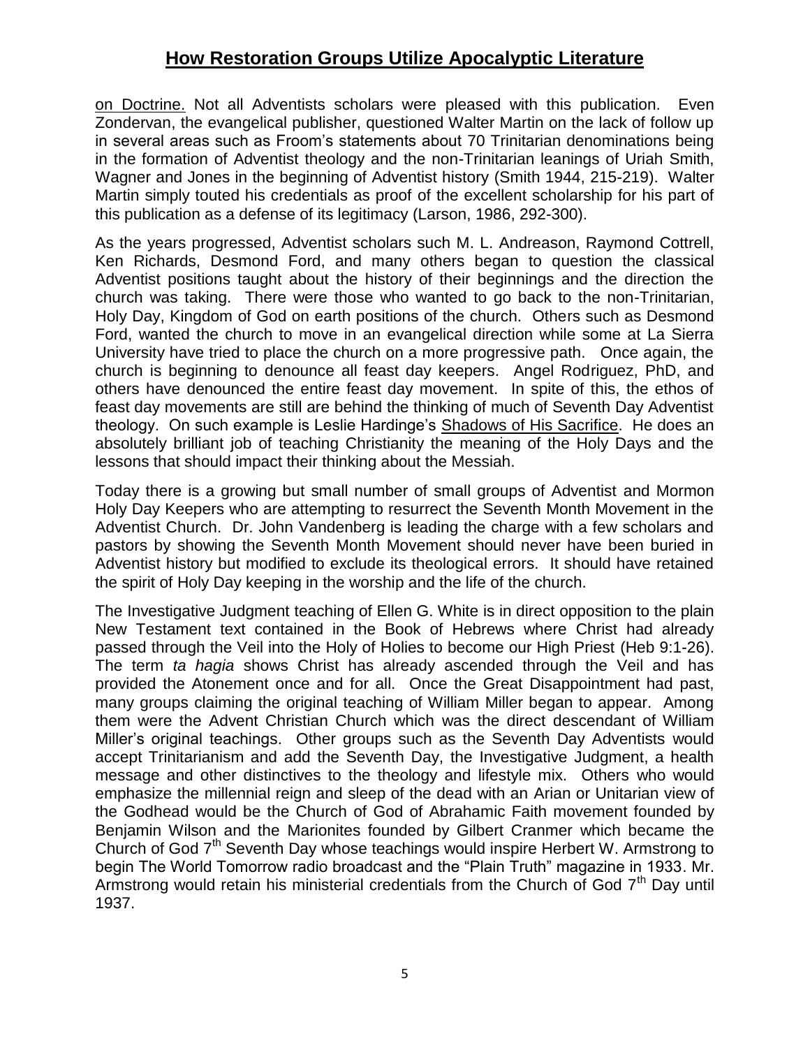on Doctrine. Not all Adventists scholars were pleased with this publication. Even Zondervan, the evangelical publisher, questioned Walter Martin on the lack of follow up in several areas such as Froom's statements about 70 Trinitarian denominations being in the formation of Adventist theology and the non-Trinitarian leanings of Uriah Smith, Wagner and Jones in the beginning of Adventist history (Smith 1944, 215-219). Walter Martin simply touted his credentials as proof of the excellent scholarship for his part of this publication as a defense of its legitimacy (Larson, 1986, 292-300).

As the years progressed, Adventist scholars such M. L. Andreason, Raymond Cottrell, Ken Richards, Desmond Ford, and many others began to question the classical Adventist positions taught about the history of their beginnings and the direction the church was taking. There were those who wanted to go back to the non-Trinitarian, Holy Day, Kingdom of God on earth positions of the church. Others such as Desmond Ford, wanted the church to move in an evangelical direction while some at La Sierra University have tried to place the church on a more progressive path. Once again, the church is beginning to denounce all feast day keepers. Angel Rodriguez, PhD, and others have denounced the entire feast day movement. In spite of this, the ethos of feast day movements are still are behind the thinking of much of Seventh Day Adventist theology. On such example is Leslie Hardinge's Shadows of His Sacrifice. He does an absolutely brilliant job of teaching Christianity the meaning of the Holy Days and the lessons that should impact their thinking about the Messiah.

Today there is a growing but small number of small groups of Adventist and Mormon Holy Day Keepers who are attempting to resurrect the Seventh Month Movement in the Adventist Church. Dr. John Vandenberg is leading the charge with a few scholars and pastors by showing the Seventh Month Movement should never have been buried in Adventist history but modified to exclude its theological errors. It should have retained the spirit of Holy Day keeping in the worship and the life of the church.

The Investigative Judgment teaching of Ellen G. White is in direct opposition to the plain New Testament text contained in the Book of Hebrews where Christ had already passed through the Veil into the Holy of Holies to become our High Priest (Heb 9:1-26). The term *ta hagia* shows Christ has already ascended through the Veil and has provided the Atonement once and for all. Once the Great Disappointment had past, many groups claiming the original teaching of William Miller began to appear. Among them were the Advent Christian Church which was the direct descendant of William Miller's original teachings. Other groups such as the Seventh Day Adventists would accept Trinitarianism and add the Seventh Day, the Investigative Judgment, a health message and other distinctives to the theology and lifestyle mix. Others who would emphasize the millennial reign and sleep of the dead with an Arian or Unitarian view of the Godhead would be the Church of God of Abrahamic Faith movement founded by Benjamin Wilson and the Marionites founded by Gilbert Cranmer which became the Church of God 7th Seventh Day whose teachings would inspire Herbert W. Armstrong to begin The World Tomorrow radio broadcast and the "Plain Truth" magazine in 1933. Mr. Armstrong would retain his ministerial credentials from the Church of God 7th Day until 1937.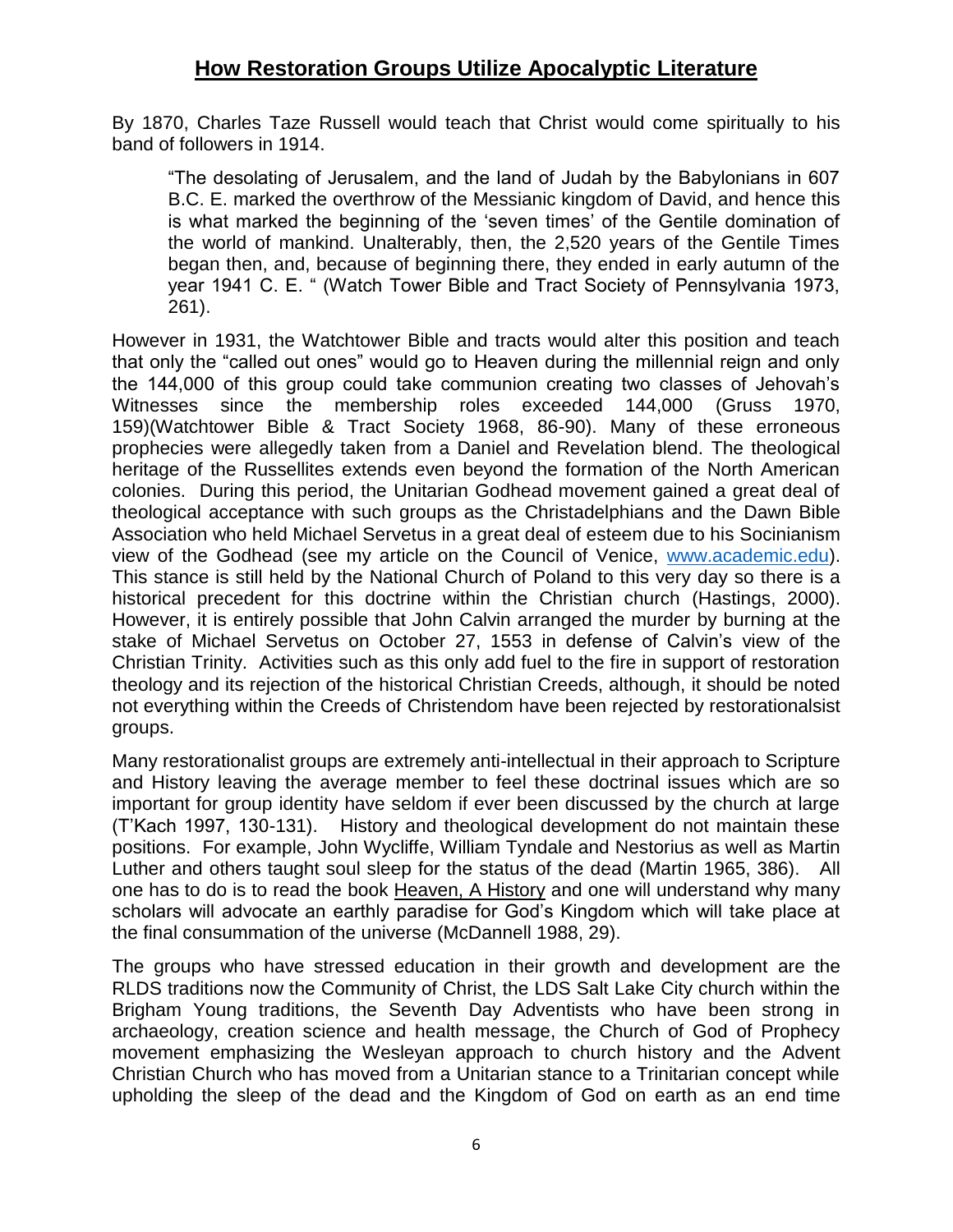## How Restoration Groups Utilize Apocalyptic Literature

By 1870, Charles Taze Russell would teach that Christ would come spiritually to his band of followers in 1914.

> "The desolating of Jerusalem, and the land of Judah by the Babylonians in 607 B.C. E. marked the overthrow of the Messianic kingdom of David, and hence this is what marked the beginning of the 'seven times' of the Gentile domination of the world of mankind. Unalterably, then, the 2,520 years of the Gentile Times began then, and, because of beginning there, they ended in early autumn of the year 1941 C. E. " (Watch Tower Bible and Tract Society of Pennsylvania 1973, 261).

However in 1931, the Watchtower Bible and tracts would alter this position and teach that only the "called out ones" would go to Heaven during the millennial reign and only the 144,000 of this group could take communion creating two classes of Jehovah's Witnesses since the membership roles exceeded 144,000 (Gruss 1970, 159)(Watchtower Bible & Tract Society 1968, 86-90). Many of these erroneous prophecies were allegedly taken from a Daniel and Revelation blend. The theological heritage of the Russellites extends even beyond the formation of the North American colonies. During this period, the Unitarian Godhead movement gained a great deal of theological acceptance with such groups as the Christadelphians and the Dawn Bible Association who held Michael Servetus in a great deal of esteem due to his Socinianism view of the Godhead (see my article on the Council of Venice, www.academic.edu). This stance is still held by the National Church of Poland to this very day so there is a historical precedent for this doctrine within the Christian church (Hastings, 2000). However, it is entirely possible that John Calvin arranged the murder by burning at the stake of Michael Servetus on October 27, 1553 in defense of Calvin's view of the Christian Trinity. Activities such as this only add fuel to the fire in support of restoration theology and its rejection of the historical Christian Creeds, although, it should be noted not everything within the Creeds of Christendom have been rejected by restorationalsist groups.

Many restorationalist groups are extremely anti-intellectual in their approach to Scripture and History leaving the average member to feel these doctrinal issues which are so important for group identity have seldom if ever been discussed by the church at large (T'Kach 1997, 130-131). History and theological development do not maintain these positions. For example, John Wycliffe, William Tyndale and Nestorius as well as Martin Luther and others taught soul sleep for the status of the dead (Martin 1965, 386). All one has to do is to read the book Heaven, A History and one will understand why many scholars will advocate an earthly paradise for God's Kingdom which will take place at the final consummation of the universe (McDannell 1988, 29).

The groups who have stressed education in their growth and development are the RLDS traditions now the Community of Christ, the LDS Salt Lake City church within the Brigham Young traditions, the Seventh Day Adventists who have been strong in archaeology, creation science and health message, the Church of God of Prophecy movement emphasizing the Wesleyan approach to church history and the Advent Christian Church who has moved from a Unitarian stance to a Trinitarian concept while upholding the sleep of the dead and the Kingdom of God on earth as an end time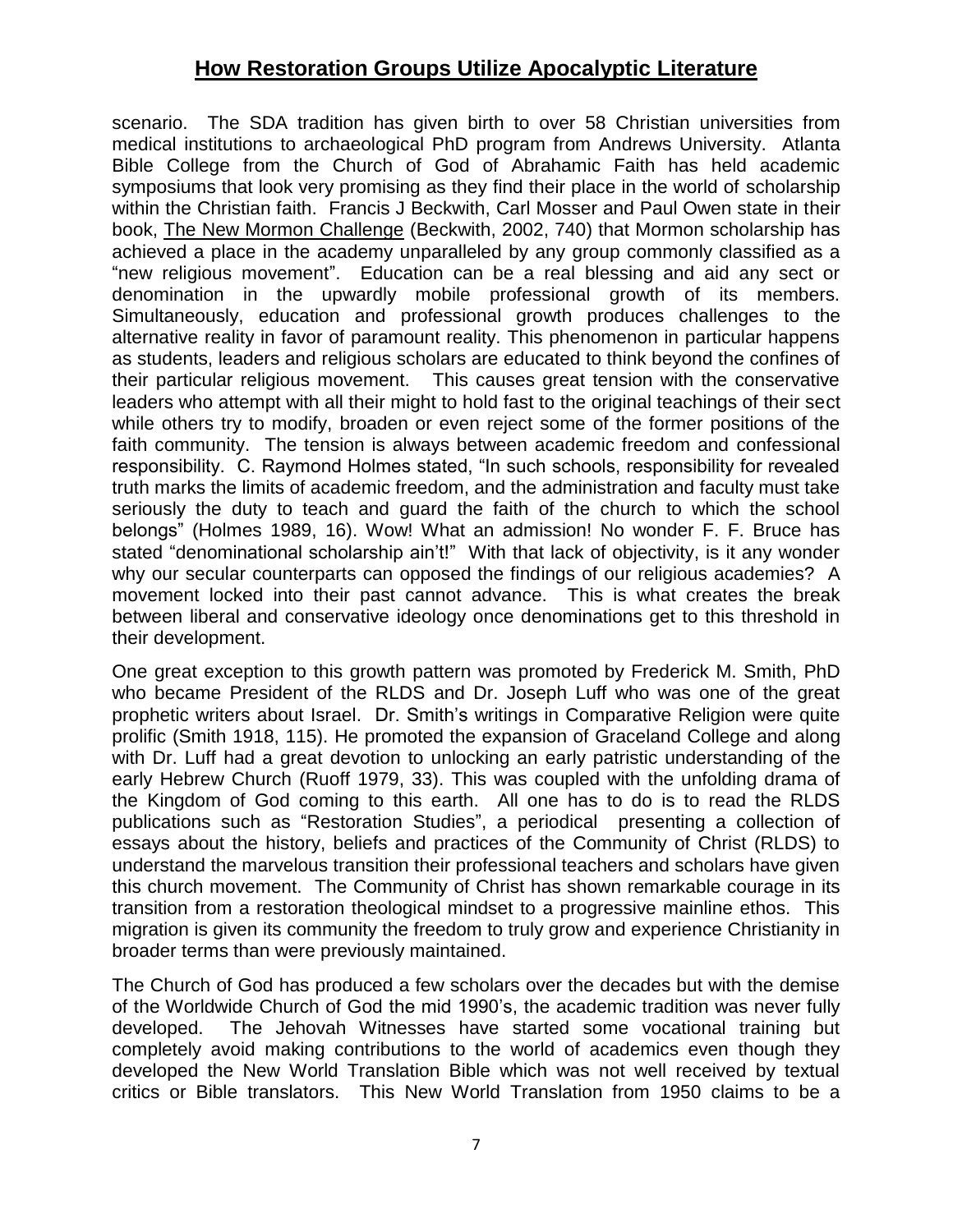scenario. The SDA tradition has given birth to over 58 Christian universities from medical institutions to archaeological PhD program from Andrews University. Atlanta Bible College from the Church of God of Abrahamic Faith has held academic symposiums that look very promising as they find their place in the world of scholarship within the Christian faith. Francis J Beckwith, Carl Mosser and Paul Owen state in their book, The New Mormon Challenge (Beckwith, 2002, 740) that Mormon scholarship has achieved a place in the academy unparalleled by any group commonly classified as a "new religious movement". Education can be a real blessing and aid any sect or denomination in the upwardly mobile professional growth of its members. Simultaneously, education and professional growth produces challenges to the alternative reality in favor of paramount reality. This phenomenon in particular happens as students, leaders and religious scholars are educated to think beyond the confines of their particular religious movement. This causes great tension with the conservative leaders who attempt with all their might to hold fast to the original teachings of their sect while others try to modify, broaden or even reject some of the former positions of the faith community. The tension is always between academic freedom and confessional responsibility. C. Raymond Holmes stated, "In such schools, responsibility for revealed truth marks the limits of academic freedom, and the administration and faculty must take seriously the duty to teach and guard the faith of the church to which the school belongs" (Holmes 1989, 16). Wow! What an admission! No wonder F. F. Bruce has stated "denominational scholarship ain't!" With that lack of objectivity, is it any wonder why our secular counterparts can opposed the findings of our religious academies? A movement locked into their past cannot advance. This is what creates the break between liberal and conservative ideology once denominations get to this threshold in their development.

One great exception to this growth pattern was promoted by Frederick M. Smith, PhD who became President of the RLDS and Dr. Joseph Luff who was one of the great prophetic writers about Israel. Dr. Smith's writings in Comparative Religion were quite prolific (Smith 1918, 115). He promoted the expansion of Graceland College and along with Dr. Luff had a great devotion to unlocking an early patristic understanding of the early Hebrew Church (Ruoff 1979, 33). This was coupled with the unfolding drama of the Kingdom of God coming to this earth. All one has to do is to read the RLDS publications such as "Restoration Studies", a periodical presenting a collection of essays about the history, beliefs and practices of the Community of Christ (RLDS) to understand the marvelous transition their professional teachers and scholars have given this church movement. The Community of Christ has shown remarkable courage in its transition from a restoration theological mindset to a progressive mainline ethos. This migration is given its community the freedom to truly grow and experience Christianity in broader terms than were previously maintained.

The Church of God has produced a few scholars over the decades but with the demise of the Worldwide Church of God the mid 1990's, the academic tradition was never fully developed. The Jehovah Witnesses have started some vocational training but completely avoid making contributions to the world of academics even though they developed the New World Translation Bible which was not well received by textual critics or Bible translators. This New World Translation from 1950 claims to be a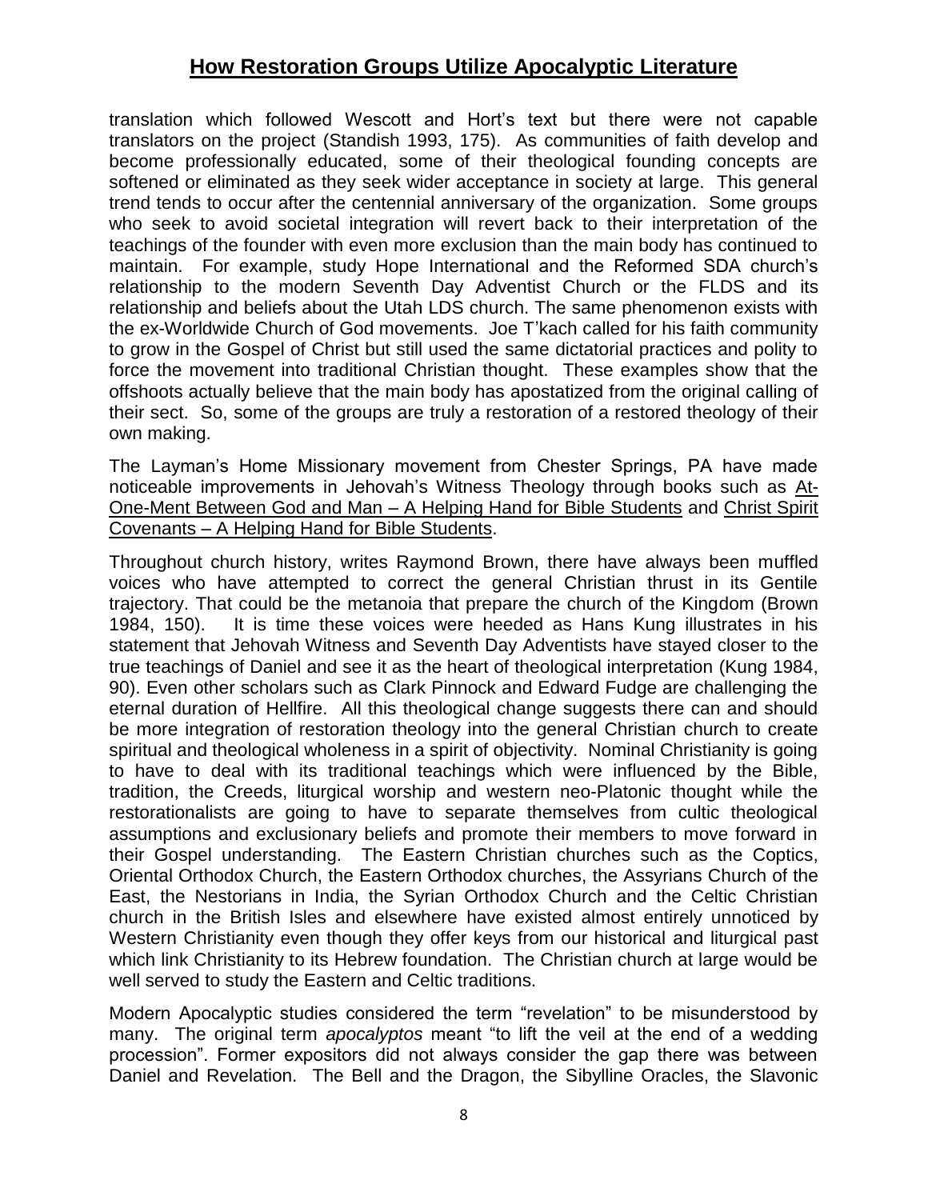translation which followed Wescott and Hort's text but there were not capable translators on the project (Standish 1993, 175). As communities of faith develop and become professionally educated, some of their theological founding concepts are softened or eliminated as they seek wider acceptance in society at large. This general trend tends to occur after the centennial anniversary of the organization. Some groups who seek to avoid societal integration will revert back to their interpretation of the teachings of the founder with even more exclusion than the main body has continued to maintain. For example, study Hope International and the Reformed SDA church's relationship to the modern Seventh Day Adventist Church or the FLDS and its relationship and beliefs about the Utah LDS church. The same phenomenon exists with the ex-Worldwide Church of God movements. Joe T'kach called for his faith community to grow in the Gospel of Christ but still used the same dictatorial practices and polity to force the movement into traditional Christian thought. These examples show that the offshoots actually believe that the main body has apostatized from the original calling of their sect. So, some of the groups are truly a restoration of a restored theology of their own making.

The Layman's Home Missionary movement from Chester Springs, PA have made noticeable improvements in Jehovah's Witness Theology through books such as <u>At-One-Ment Between God and Man – A Helping Hand for Bible Students</u> and <u>Christ Spirit Covenants – A Helping Hand for Bible Students</u>.

Throughout church history, writes Raymond Brown, there have always been muffled voices who have attempted to correct the general Christian thrust in its Gentile trajectory. That could be the metanoia that prepare the church of the Kingdom (Brown 1984, 150). It is time these voices were heeded as Hans Kung illustrates in his statement that Jehovah Witness and Seventh Day Adventists have stayed closer to the true teachings of Daniel and see it as the heart of theological interpretation (Kung 1984, 90). Even other scholars such as Clark Pinnock and Edward Fudge are challenging the eternal duration of Hellfire. All this theological change suggests there can and should be more integration of restoration theology into the general Christian church to create spiritual and theological wholeness in a spirit of objectivity. Nominal Christianity is going to have to deal with its traditional teachings which were influenced by the Bible, tradition, the Creeds, liturgical worship and western neo-Platonic thought while the restorationalists are going to have to separate themselves from cultic theological assumptions and exclusionary beliefs and promote their members to move forward in their Gospel understanding. The Eastern Christian churches such as the Coptics, Oriental Orthodox Church, the Eastern Orthodox churches, the Assyrians Church of the East, the Nestorians in India, the Syrian Orthodox Church and the Celtic Christian church in the British Isles and elsewhere have existed almost entirely unnoticed by Western Christianity even though they offer keys from our historical and liturgical past which link Christianity to its Hebrew foundation. The Christian church at large would be well served to study the Eastern and Celtic traditions.

Modern Apocalyptic studies considered the term "revelation" to be misunderstood by many. The original term *apocalyptos* meant "to lift the veil at the end of a wedding procession". Former expositors did not always consider the gap there was between Daniel and Revelation. The Bell and the Dragon, the Sibylline Oracles, the Slavonic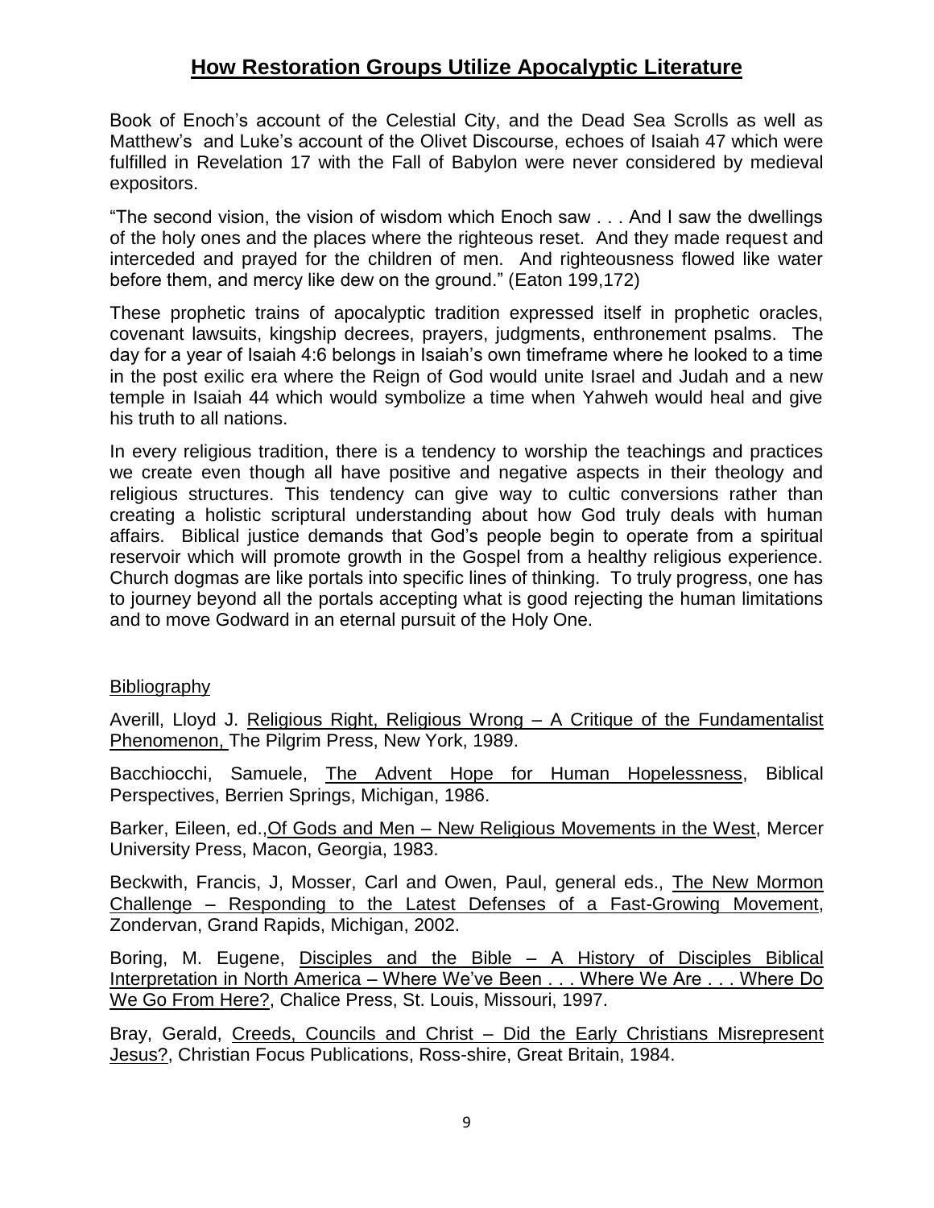## How Restoration Groups Utilize Apocalyptic Literature

Book of Enoch's account of the Celestial City, and the Dead Sea Scrolls as well as Matthew's and Luke's account of the Olivet Discourse, echoes of Isaiah 47 which were fulfilled in Revelation 17 with the Fall of Babylon were never considered by medieval expositors.

"The second vision, the vision of wisdom which Enoch saw . . . And I saw the dwellings of the holy ones and the places where the righteous reset. And they made request and interceded and prayed for the children of men. And righteousness flowed like water before them, and mercy like dew on the ground." (Eaton 199,172)

These prophetic trains of apocalyptic tradition expressed itself in prophetic oracles, covenant lawsuits, kingship decrees, prayers, judgments, enthronement psalms. The day for a year of Isaiah 4:6 belongs in Isaiah's own timeframe where he looked to a time in the post exilic era where the Reign of God would unite Israel and Judah and a new temple in Isaiah 44 which would symbolize a time when Yahweh would heal and give his truth to all nations.

In every religious tradition, there is a tendency to worship the teachings and practices we create even though all have positive and negative aspects in their theology and religious structures. This tendency can give way to cultic conversions rather than creating a holistic scriptural understanding about how God truly deals with human affairs. Biblical justice demands that God's people begin to operate from a spiritual reservoir which will promote growth in the Gospel from a healthy religious experience. Church dogmas are like portals into specific lines of thinking. To truly progress, one has to journey beyond all the portals accepting what is good rejecting the human limitations and to move Godward in an eternal pursuit of the Holy One.

Bibliography

Averill, Lloyd J. Religious Right, Religious Wrong – A Critique of the Fundamentalist Phenomenon, The Pilgrim Press, New York, 1989.

Bacchiocchi, Samuele, The Advent Hope for Human Hopelessness, Biblical Perspectives, Berrien Springs, Michigan, 1986.

Barker, Eileen, ed., Of Gods and Men – New Religious Movements in the West, Mercer University Press, Macon, Georgia, 1983.

Beckwith, Francis, J, Mosser, Carl and Owen, Paul, general eds., The New Mormon Challenge – Responding to the Latest Defenses of a Fast-Growing Movement, Zondervan, Grand Rapids, Michigan, 2002.

Boring, M. Eugene, Disciples and the Bible – A History of Disciples Biblical Interpretation in North America – Where We've Been . . . Where We Are . . . Where Do We Go From Here?, Chalice Press, St. Louis, Missouri, 1997.

Bray, Gerald, Creeds, Councils and Christ – Did the Early Christians Misrepresent Jesus?, Christian Focus Publications, Ross-shire, Great Britain, 1984.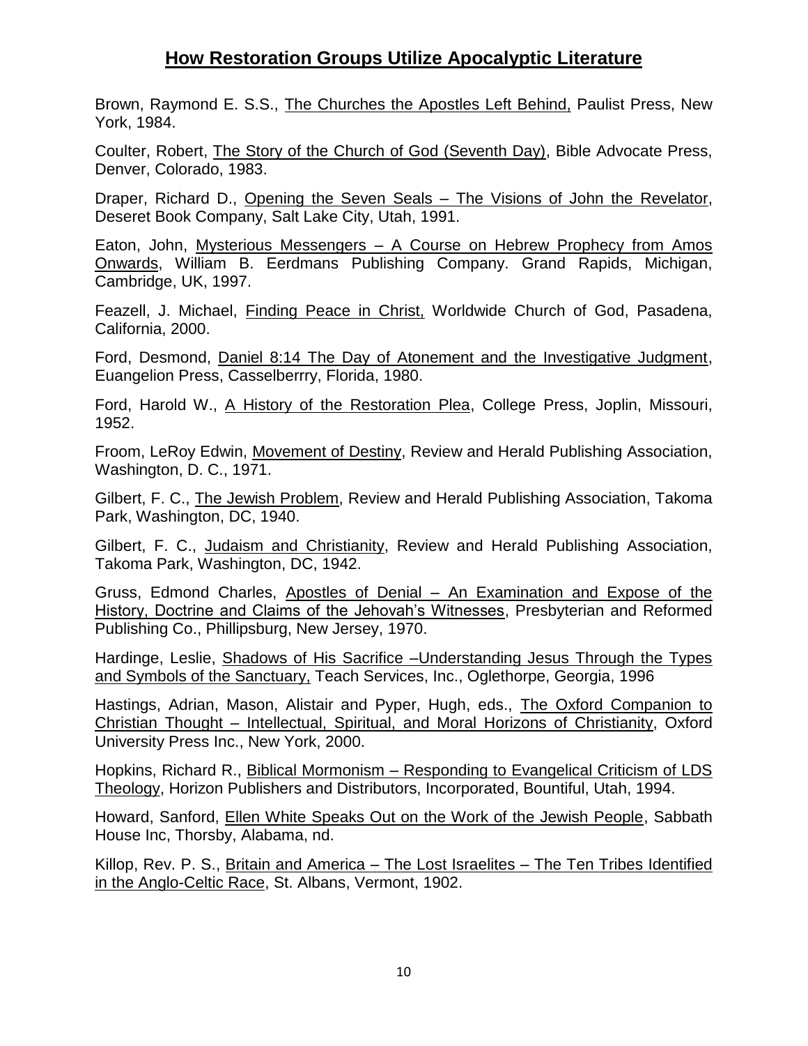## How Restoration Groups Utilize Apocalyptic Literature

Brown, Raymond E. S.S., The Churches the Apostles Left Behind, Paulist Press, New York, 1984.

Coulter, Robert, The Story of the Church of God (Seventh Day), Bible Advocate Press, Denver, Colorado, 1983.

Draper, Richard D., Opening the Seven Seals – The Visions of John the Revelator, Deseret Book Company, Salt Lake City, Utah, 1991.

Eaton, John, Mysterious Messengers – A Course on Hebrew Prophecy from Amos Onwards, William B. Eerdmans Publishing Company. Grand Rapids, Michigan, Cambridge, UK, 1997.

Feazell, J. Michael, Finding Peace in Christ, Worldwide Church of God, Pasadena, California, 2000.

Ford, Desmond, Daniel 8:14 The Day of Atonement and the Investigative Judgment, Euangelion Press, Casselberrry, Florida, 1980.

Ford, Harold W., A History of the Restoration Plea, College Press, Joplin, Missouri, 1952.

Froom, LeRoy Edwin, Movement of Destiny, Review and Herald Publishing Association, Washington, D. C., 1971.

Gilbert, F. C., The Jewish Problem, Review and Herald Publishing Association, Takoma Park, Washington, DC, 1940.

Gilbert, F. C., Judaism and Christianity, Review and Herald Publishing Association, Takoma Park, Washington, DC, 1942.

Gruss, Edmond Charles, Apostles of Denial – An Examination and Expose of the History, Doctrine and Claims of the Jehovah's Witnesses, Presbyterian and Reformed Publishing Co., Phillipsburg, New Jersey, 1970.

Hardinge, Leslie, Shadows of His Sacrifice –Understanding Jesus Through the Types and Symbols of the Sanctuary, Teach Services, Inc., Oglethorpe, Georgia, 1996

Hastings, Adrian, Mason, Alistair and Pyper, Hugh, eds., The Oxford Companion to Christian Thought – Intellectual, Spiritual, and Moral Horizons of Christianity, Oxford University Press Inc., New York, 2000.

Hopkins, Richard R., Biblical Mormonism – Responding to Evangelical Criticism of LDS Theology, Horizon Publishers and Distributors, Incorporated, Bountiful, Utah, 1994.

Howard, Sanford, Ellen White Speaks Out on the Work of the Jewish People, Sabbath House Inc, Thorsby, Alabama, nd.

Killop, Rev. P. S., Britain and America – The Lost Israelites – The Ten Tribes Identified in the Anglo-Celtic Race, St. Albans, Vermont, 1902.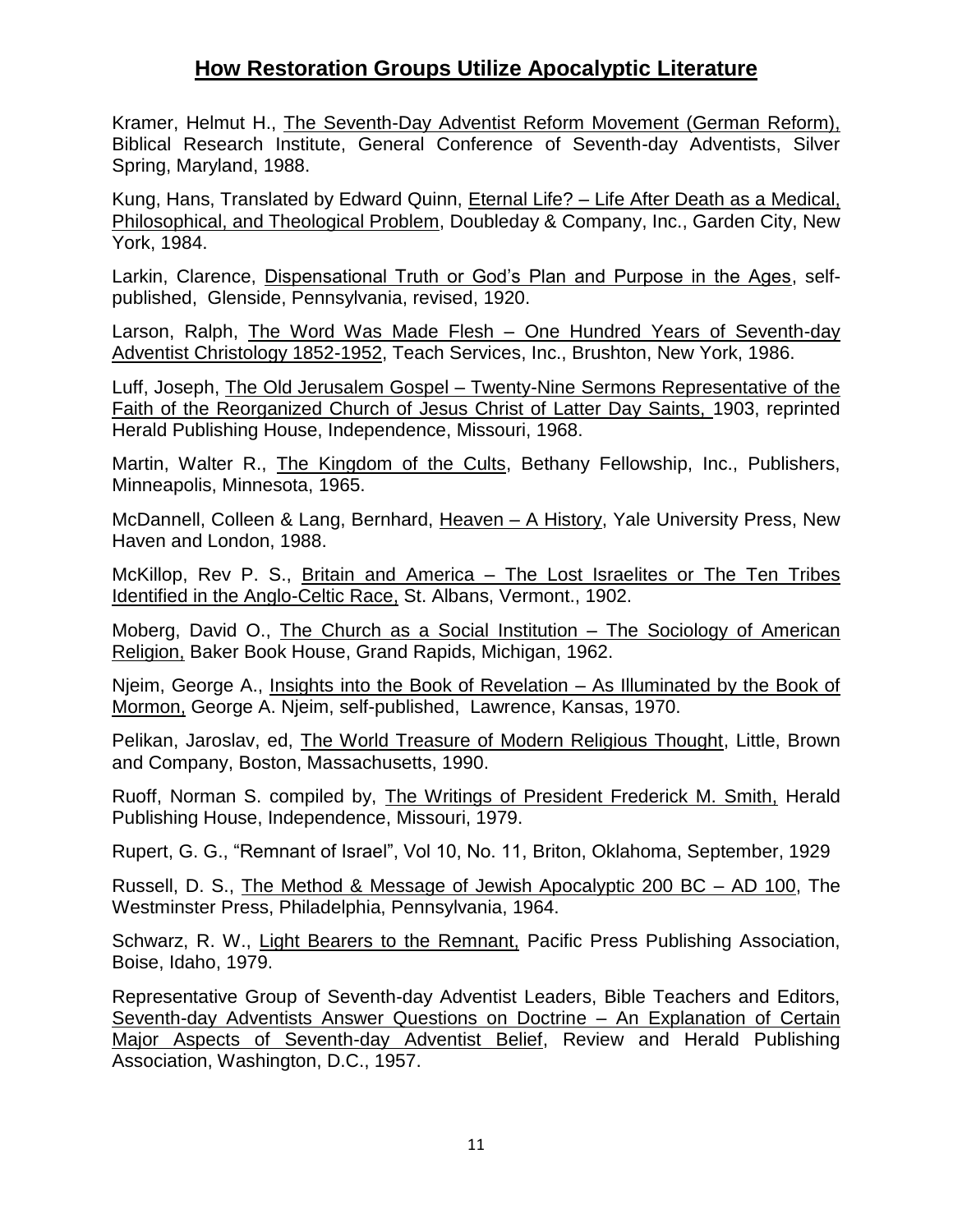## How Restoration Groups Utilize Apocalyptic Literature

Kramer, Helmut H., The Seventh-Day Adventist Reform Movement (German Reform), Biblical Research Institute, General Conference of Seventh-day Adventists, Silver Spring, Maryland, 1988.

Kung, Hans, Translated by Edward Quinn, Eternal Life? – Life After Death as a Medical, Philosophical, and Theological Problem, Doubleday & Company, Inc., Garden City, New York, 1984.

Larkin, Clarence, Dispensational Truth or God's Plan and Purpose in the Ages, self-published, Glenside, Pennsylvania, revised, 1920.

Larson, Ralph, The Word Was Made Flesh – One Hundred Years of Seventh-day Adventist Christology 1852-1952, Teach Services, Inc., Brushton, New York, 1986.

Luff, Joseph, The Old Jerusalem Gospel – Twenty-Nine Sermons Representative of the Faith of the Reorganized Church of Jesus Christ of Latter Day Saints, 1903, reprinted Herald Publishing House, Independence, Missouri, 1968.

Martin, Walter R., The Kingdom of the Cults, Bethany Fellowship, Inc., Publishers, Minneapolis, Minnesota, 1965.

McDannell, Colleen & Lang, Bernhard, Heaven – A History, Yale University Press, New Haven and London, 1988.

McKillop, Rev P. S., Britain and America – The Lost Israelites or The Ten Tribes Identified in the Anglo-Celtic Race, St. Albans, Vermont., 1902.

Moberg, David O., The Church as a Social Institution – The Sociology of American Religion, Baker Book House, Grand Rapids, Michigan, 1962.

Njeim, George A., Insights into the Book of Revelation – As Illuminated by the Book of Mormon, George A. Njeim, self-published, Lawrence, Kansas, 1970.

Pelikan, Jaroslav, ed, The World Treasure of Modern Religious Thought, Little, Brown and Company, Boston, Massachusetts, 1990.

Ruoff, Norman S. compiled by, The Writings of President Frederick M. Smith, Herald Publishing House, Independence, Missouri, 1979.

Rupert, G. G., "Remnant of Israel", Vol 10, No. 11, Briton, Oklahoma, September, 1929

Russell, D. S., The Method & Message of Jewish Apocalyptic 200 BC – AD 100, The Westminster Press, Philadelphia, Pennsylvania, 1964.

Schwarz, R. W., Light Bearers to the Remnant, Pacific Press Publishing Association, Boise, Idaho, 1979.

Representative Group of Seventh-day Adventist Leaders, Bible Teachers and Editors, Seventh-day Adventists Answer Questions on Doctrine – An Explanation of Certain Major Aspects of Seventh-day Adventist Belief, Review and Herald Publishing Association, Washington, D.C., 1957.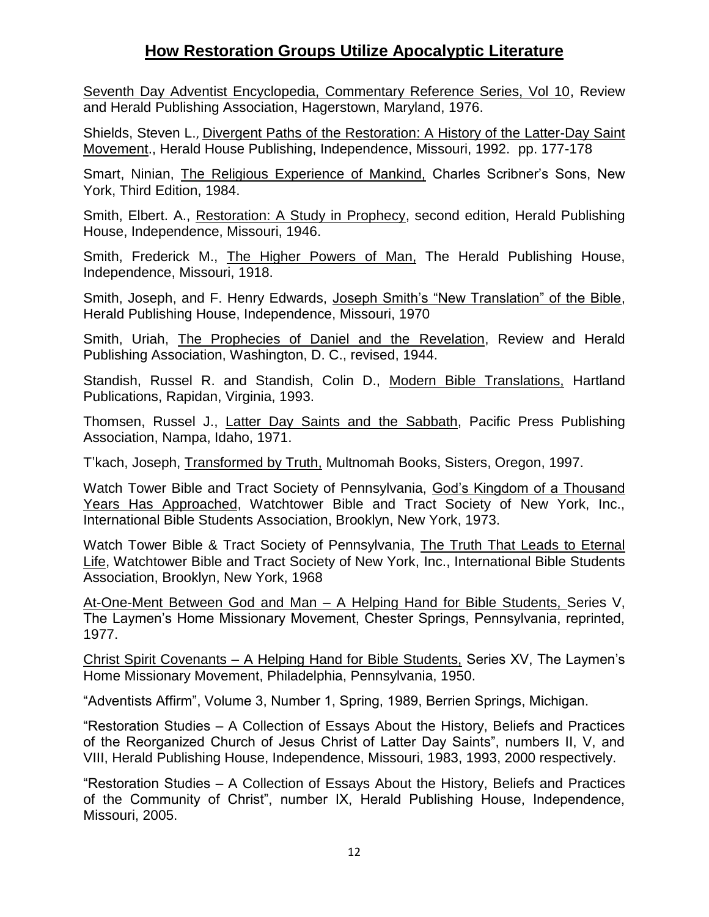## How Restoration Groups Utilize Apocalyptic Literature

Seventh Day Adventist Encyclopedia, Commentary Reference Series, Vol 10, Review and Herald Publishing Association, Hagerstown, Maryland, 1976.

Shields, Steven L., Divergent Paths of the Restoration: A History of the Latter-Day Saint Movement., Herald House Publishing, Independence, Missouri, 1992. pp. 177-178

Smart, Ninian, The Religious Experience of Mankind, Charles Scribner's Sons, New York, Third Edition, 1984.

Smith, Elbert. A., Restoration: A Study in Prophecy, second edition, Herald Publishing House, Independence, Missouri, 1946.

Smith, Frederick M., The Higher Powers of Man, The Herald Publishing House, Independence, Missouri, 1918.

Smith, Joseph, and F. Henry Edwards, Joseph Smith's "New Translation" of the Bible, Herald Publishing House, Independence, Missouri, 1970

Smith, Uriah, The Prophecies of Daniel and the Revelation, Review and Herald Publishing Association, Washington, D. C., revised, 1944.

Standish, Russel R. and Standish, Colin D., Modern Bible Translations, Hartland Publications, Rapidan, Virginia, 1993.

Thomsen, Russel J., Latter Day Saints and the Sabbath, Pacific Press Publishing Association, Nampa, Idaho, 1971.

T'kach, Joseph, Transformed by Truth, Multnomah Books, Sisters, Oregon, 1997.

Watch Tower Bible and Tract Society of Pennsylvania, God's Kingdom of a Thousand Years Has Approached, Watchtower Bible and Tract Society of New York, Inc., International Bible Students Association, Brooklyn, New York, 1973.

Watch Tower Bible & Tract Society of Pennsylvania, The Truth That Leads to Eternal Life, Watchtower Bible and Tract Society of New York, Inc., International Bible Students Association, Brooklyn, New York, 1968

At-One-Ment Between God and Man – A Helping Hand for Bible Students, Series V, The Laymen's Home Missionary Movement, Chester Springs, Pennsylvania, reprinted, 1977.

Christ Spirit Covenants – A Helping Hand for Bible Students, Series XV, The Laymen's Home Missionary Movement, Philadelphia, Pennsylvania, 1950.

"Adventists Affirm", Volume 3, Number 1, Spring, 1989, Berrien Springs, Michigan.

"Restoration Studies – A Collection of Essays About the History, Beliefs and Practices of the Reorganized Church of Jesus Christ of Latter Day Saints", numbers II, V, and VIII, Herald Publishing House, Independence, Missouri, 1983, 1993, 2000 respectively.

"Restoration Studies – A Collection of Essays About the History, Beliefs and Practices of the Community of Christ", number IX, Herald Publishing House, Independence, Missouri, 2005.